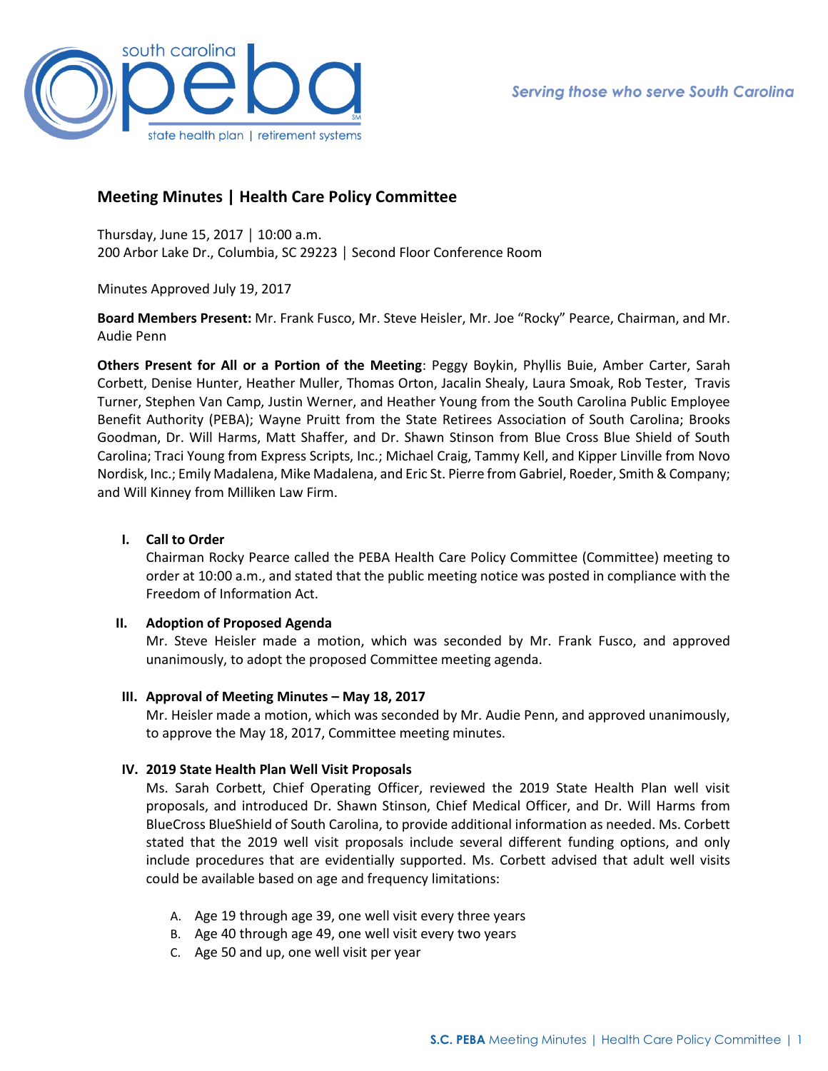## Meeting Minutes | Health Care Policy Committee

Thursday, June 15, 2017 │ 10:00 a.m.
200 Arbor Lake Dr., Columbia, SC 29223 │ Second Floor Conference Room

Minutes Approved July 19, 2017

**Board Members Present:** Mr. Frank Fusco, Mr. Steve Heisler, Mr. Joe "Rocky" Pearce, Chairman, and Mr. Audie Penn

**Others Present for All or a Portion of the Meeting**: Peggy Boykin, Phyllis Buie, Amber Carter, Sarah Corbett, Denise Hunter, Heather Muller, Thomas Orton, Jacalin Shealy, Laura Smoak, Rob Tester, Travis Turner, Stephen Van Camp, Justin Werner, and Heather Young from the South Carolina Public Employee Benefit Authority (PEBA); Wayne Pruitt from the State Retirees Association of South Carolina; Brooks Goodman, Dr. Will Harms, Matt Shaffer, and Dr. Shawn Stinson from Blue Cross Blue Shield of South Carolina; Traci Young from Express Scripts, Inc.; Michael Craig, Tammy Kell, and Kipper Linville from Novo Nordisk, Inc.; Emily Madalena, Mike Madalena, and Eric St. Pierre from Gabriel, Roeder, Smith & Company; and Will Kinney from Milliken Law Firm.

### I. Call to Order

Chairman Rocky Pearce called the PEBA Health Care Policy Committee (Committee) meeting to order at 10:00 a.m., and stated that the public meeting notice was posted in compliance with the Freedom of Information Act.

### II. Adoption of Proposed Agenda

Mr. Steve Heisler made a motion, which was seconded by Mr. Frank Fusco, and approved unanimously, to adopt the proposed Committee meeting agenda.

### III. Approval of Meeting Minutes – May 18, 2017

Mr. Heisler made a motion, which was seconded by Mr. Audie Penn, and approved unanimously, to approve the May 18, 2017, Committee meeting minutes.

### IV. 2019 State Health Plan Well Visit Proposals

Ms. Sarah Corbett, Chief Operating Officer, reviewed the 2019 State Health Plan well visit proposals, and introduced Dr. Shawn Stinson, Chief Medical Officer, and Dr. Will Harms from BlueCross BlueShield of South Carolina, to provide additional information as needed. Ms. Corbett stated that the 2019 well visit proposals include several different funding options, and only include procedures that are evidentially supported. Ms. Corbett advised that adult well visits could be available based on age and frequency limitations:

A. Age 19 through age 39, one well visit every three years
B. Age 40 through age 49, one well visit every two years
C. Age 50 and up, one well visit per year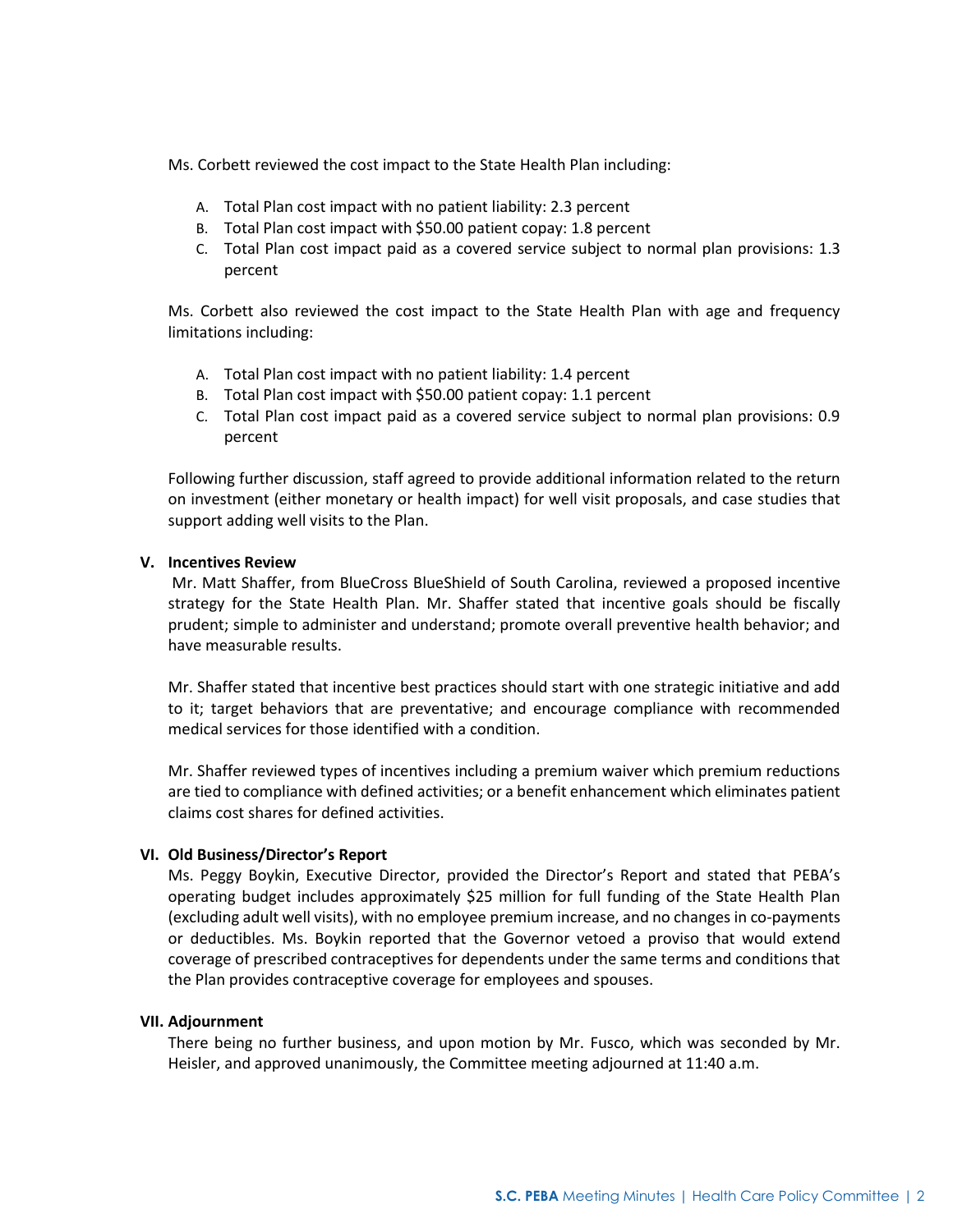Ms. Corbett reviewed the cost impact to the State Health Plan including:

A. Total Plan cost impact with no patient liability: 2.3 percent
B. Total Plan cost impact with $50.00 patient copay: 1.8 percent
C. Total Plan cost impact paid as a covered service subject to normal plan provisions: 1.3 percent

Ms. Corbett also reviewed the cost impact to the State Health Plan with age and frequency limitations including:

A. Total Plan cost impact with no patient liability: 1.4 percent
B. Total Plan cost impact with $50.00 patient copay: 1.1 percent
C. Total Plan cost impact paid as a covered service subject to normal plan provisions: 0.9 percent

Following further discussion, staff agreed to provide additional information related to the return on investment (either monetary or health impact) for well visit proposals, and case studies that support adding well visits to the Plan.

## V. Incentives Review

Mr. Matt Shaffer, from BlueCross BlueShield of South Carolina, reviewed a proposed incentive strategy for the State Health Plan. Mr. Shaffer stated that incentive goals should be fiscally prudent; simple to administer and understand; promote overall preventive health behavior; and have measurable results.

Mr. Shaffer stated that incentive best practices should start with one strategic initiative and add to it; target behaviors that are preventative; and encourage compliance with recommended medical services for those identified with a condition.

Mr. Shaffer reviewed types of incentives including a premium waiver which premium reductions are tied to compliance with defined activities; or a benefit enhancement which eliminates patient claims cost shares for defined activities.

## VI. Old Business/Director's Report

Ms. Peggy Boykin, Executive Director, provided the Director's Report and stated that PEBA's operating budget includes approximately $25 million for full funding of the State Health Plan (excluding adult well visits), with no employee premium increase, and no changes in co-payments or deductibles. Ms. Boykin reported that the Governor vetoed a proviso that would extend coverage of prescribed contraceptives for dependents under the same terms and conditions that the Plan provides contraceptive coverage for employees and spouses.

## VII. Adjournment

There being no further business, and upon motion by Mr. Fusco, which was seconded by Mr. Heisler, and approved unanimously, the Committee meeting adjourned at 11:40 a.m.